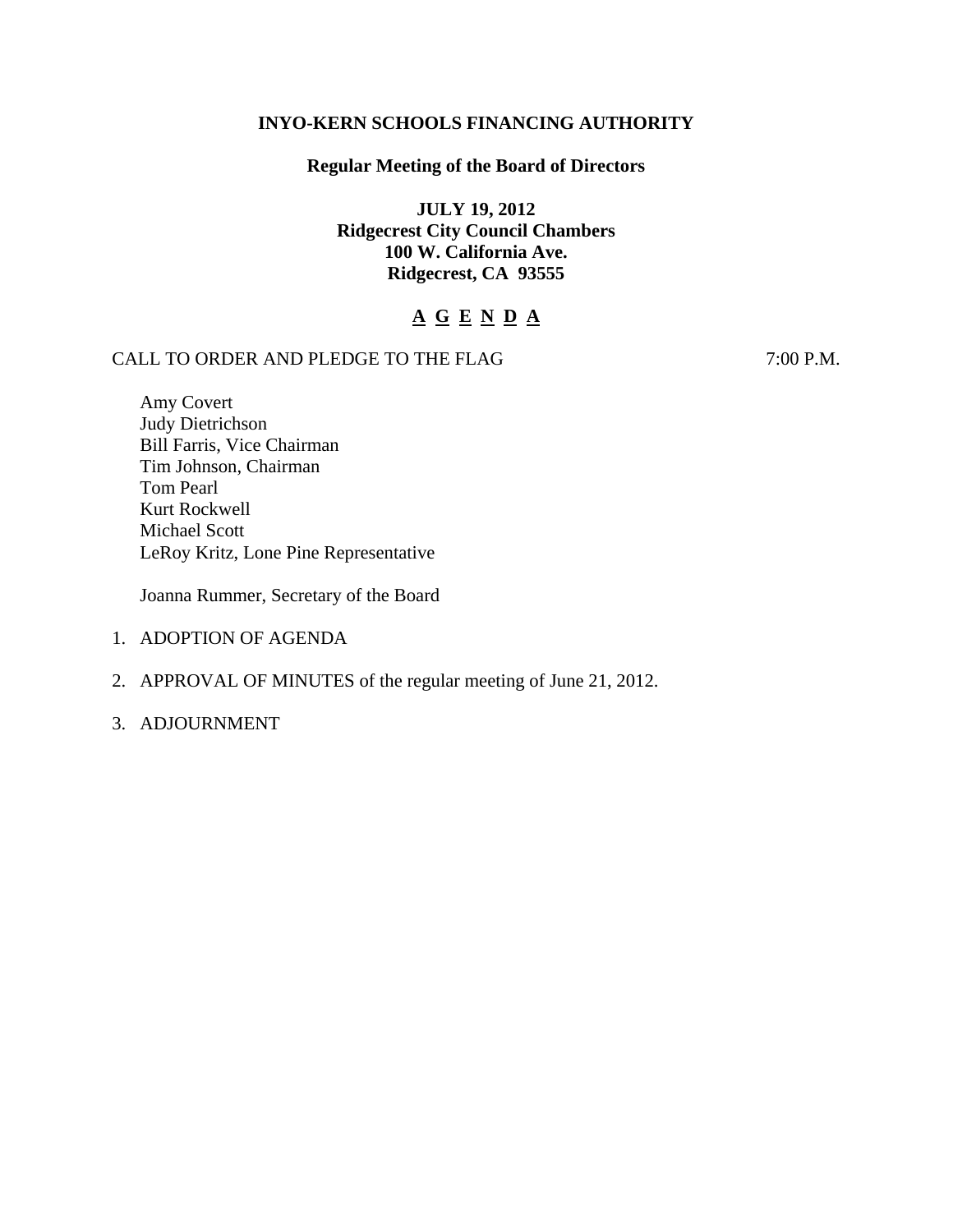# INYO-KERN SCHOOLS FINANCING AUTHORITY

## Regular Meeting of the Board of Directors

**JULY 19, 2012**
**Ridgecrest City Council Chambers**
**100 W. California Ave.**
**Ridgecrest, CA 93555**

## A G E N D A

CALL TO ORDER AND PLEDGE TO THE FLAG 7:00 P.M.

Amy Covert
Judy Dietrichson
Bill Farris, Vice Chairman
Tim Johnson, Chairman
Tom Pearl
Kurt Rockwell
Michael Scott
LeRoy Kritz, Lone Pine Representative

Joanna Rummer, Secretary of the Board

1. ADOPTION OF AGENDA
2. APPROVAL OF MINUTES of the regular meeting of June 21, 2012.
3. ADJOURNMENT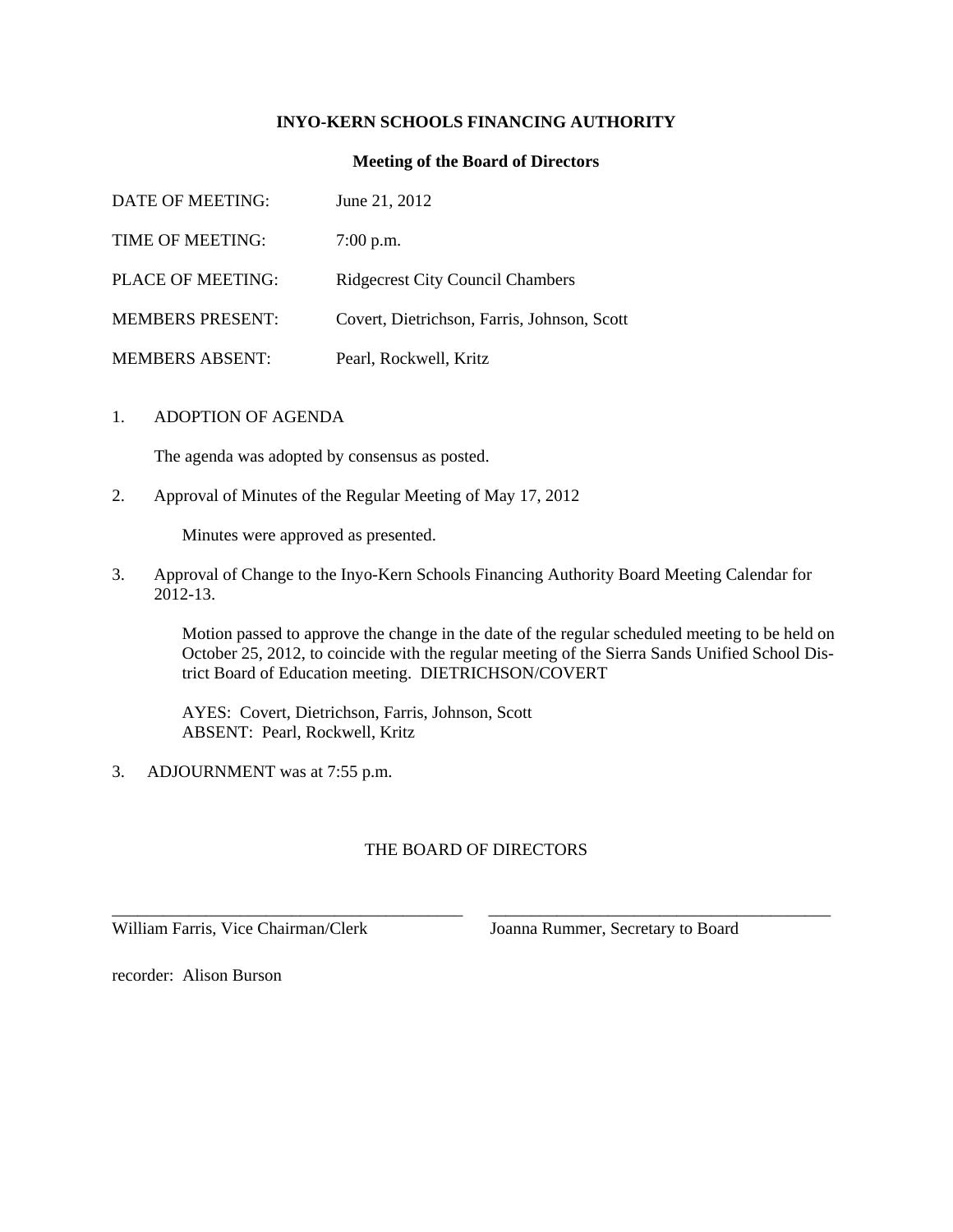**INYO-KERN SCHOOLS FINANCING AUTHORITY**

**Meeting of the Board of Directors**

DATE OF MEETING: June 21, 2012

TIME OF MEETING: 7:00 p.m.

PLACE OF MEETING: Ridgecrest City Council Chambers

MEMBERS PRESENT: Covert, Dietrichson, Farris, Johnson, Scott

MEMBERS ABSENT: Pearl, Rockwell, Kritz

1. ADOPTION OF AGENDA

   The agenda was adopted by consensus as posted.

2. Approval of Minutes of the Regular Meeting of May 17, 2012

   Minutes were approved as presented.

3. Approval of Change to the Inyo-Kern Schools Financing Authority Board Meeting Calendar for 2012-13.

   Motion passed to approve the change in the date of the regular scheduled meeting to be held on October 25, 2012, to coincide with the regular meeting of the Sierra Sands Unified School District Board of Education meeting. DIETRICHSON/COVERT

   AYES: Covert, Dietrichson, Farris, Johnson, Scott
   ABSENT: Pearl, Rockwell, Kritz

3. ADJOURNMENT was at 7:55 p.m.

THE BOARD OF DIRECTORS

\_\_\_\_\_\_\_\_\_\_\_\_\_\_\_\_\_\_\_\_\_\_\_\_\_\_\_\_\_\_\_\_\_\_\_\_\_\_\_\_
William Farris, Vice Chairman/Clerk

\_\_\_\_\_\_\_\_\_\_\_\_\_\_\_\_\_\_\_\_\_\_\_\_\_\_\_\_\_\_\_\_\_\_\_\_\_\_\_\_
Joanna Rummer, Secretary to Board

recorder: Alison Burson